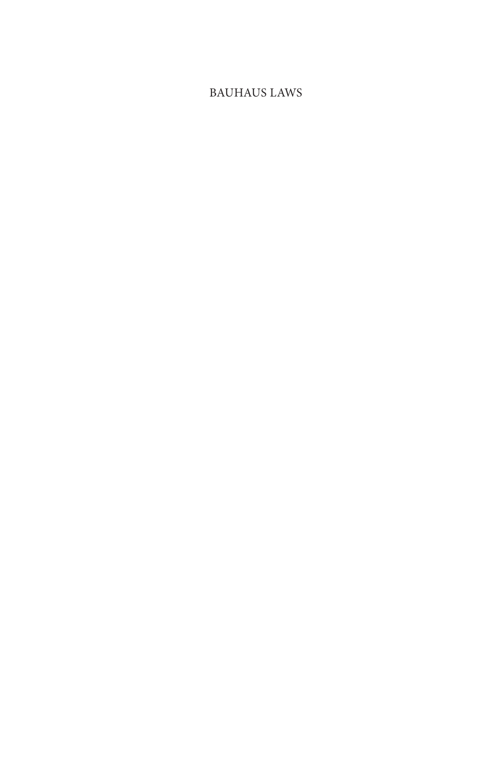# BAUHAUS LAWS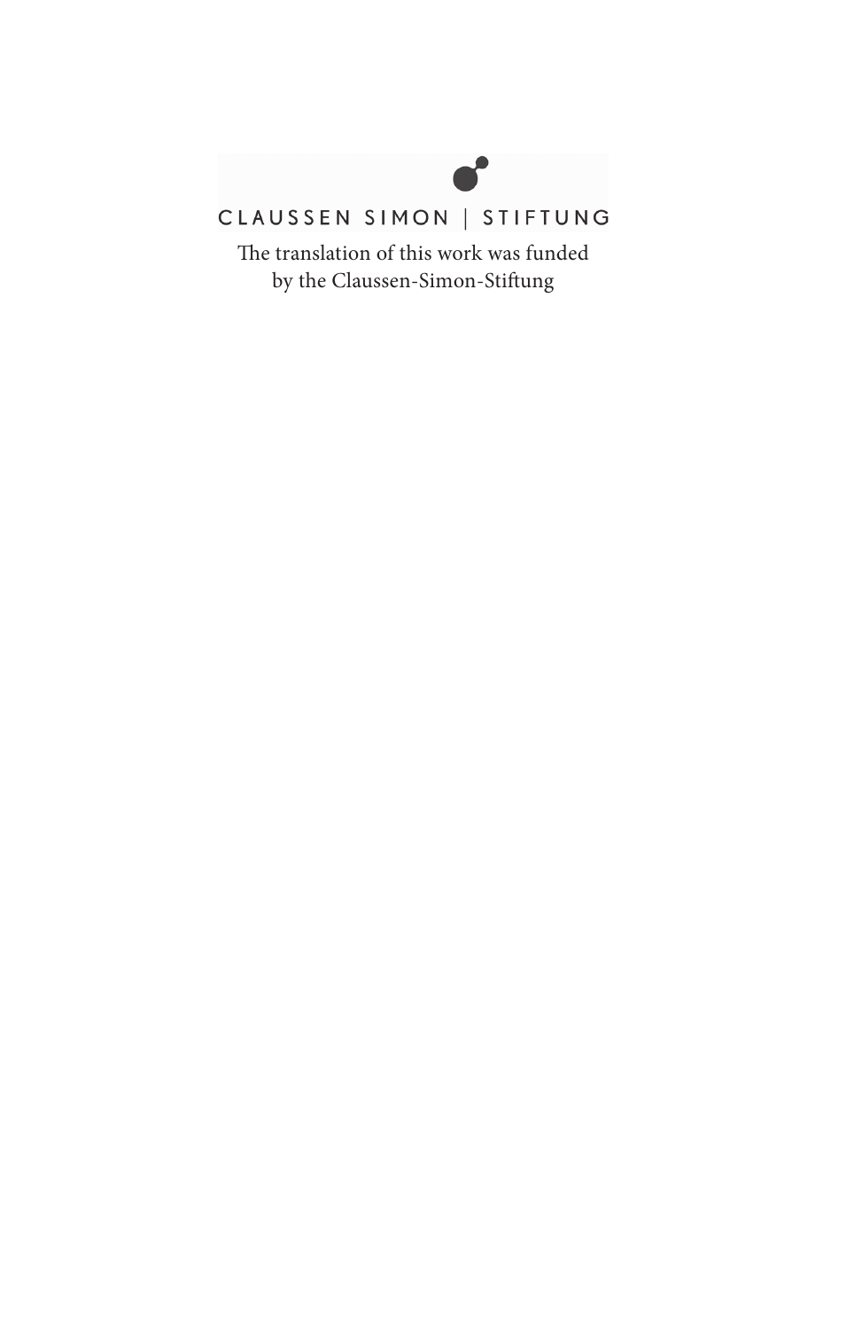CLAUSSEN SIMON | STIFTUNG

The translation of this work was funded by the Claussen-Simon-Stiftung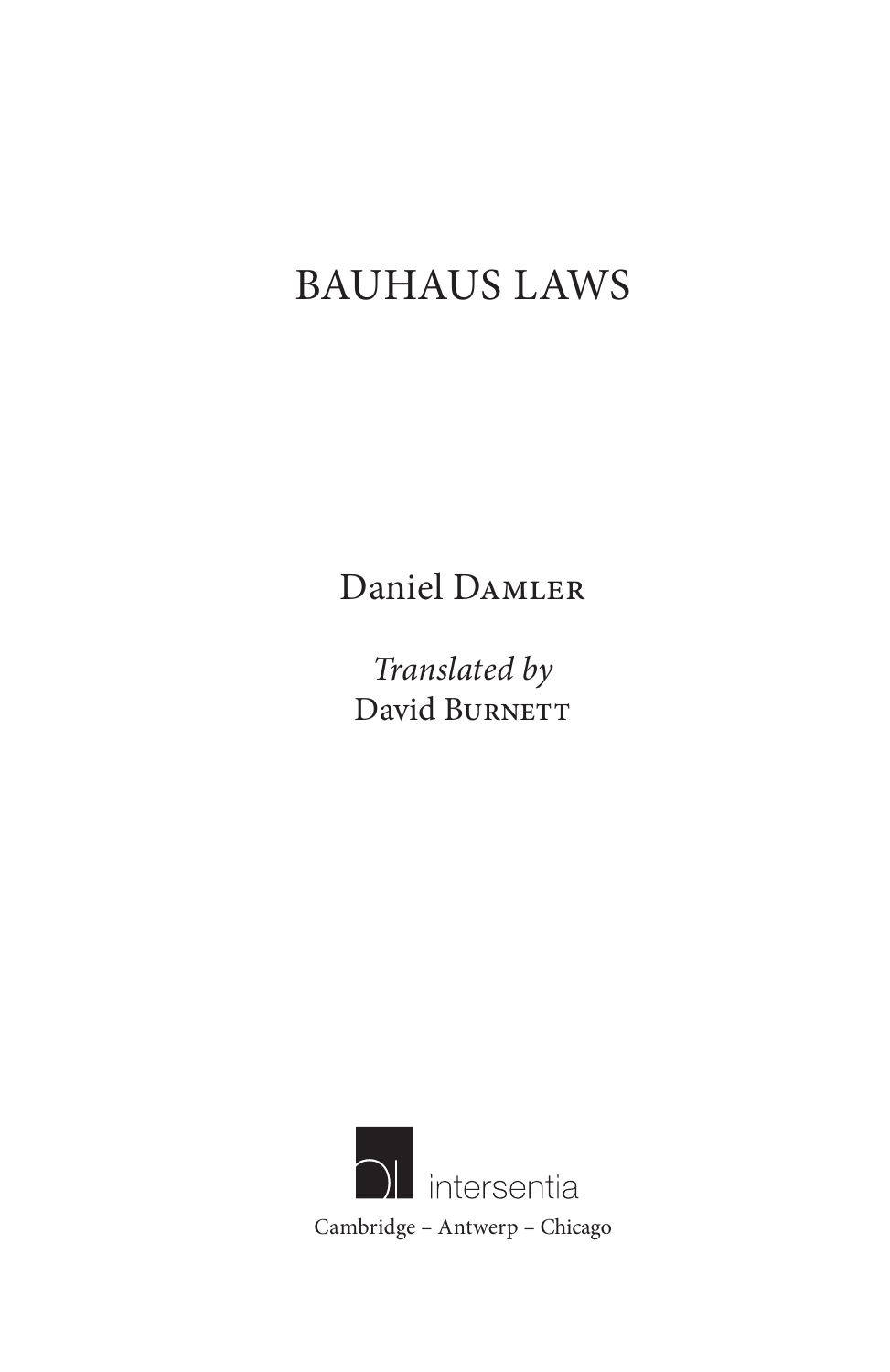# BAUHAUS LAWS

Daniel Damler

*Translated by*
David Burnett

intersentia
Cambridge – Antwerp – Chicago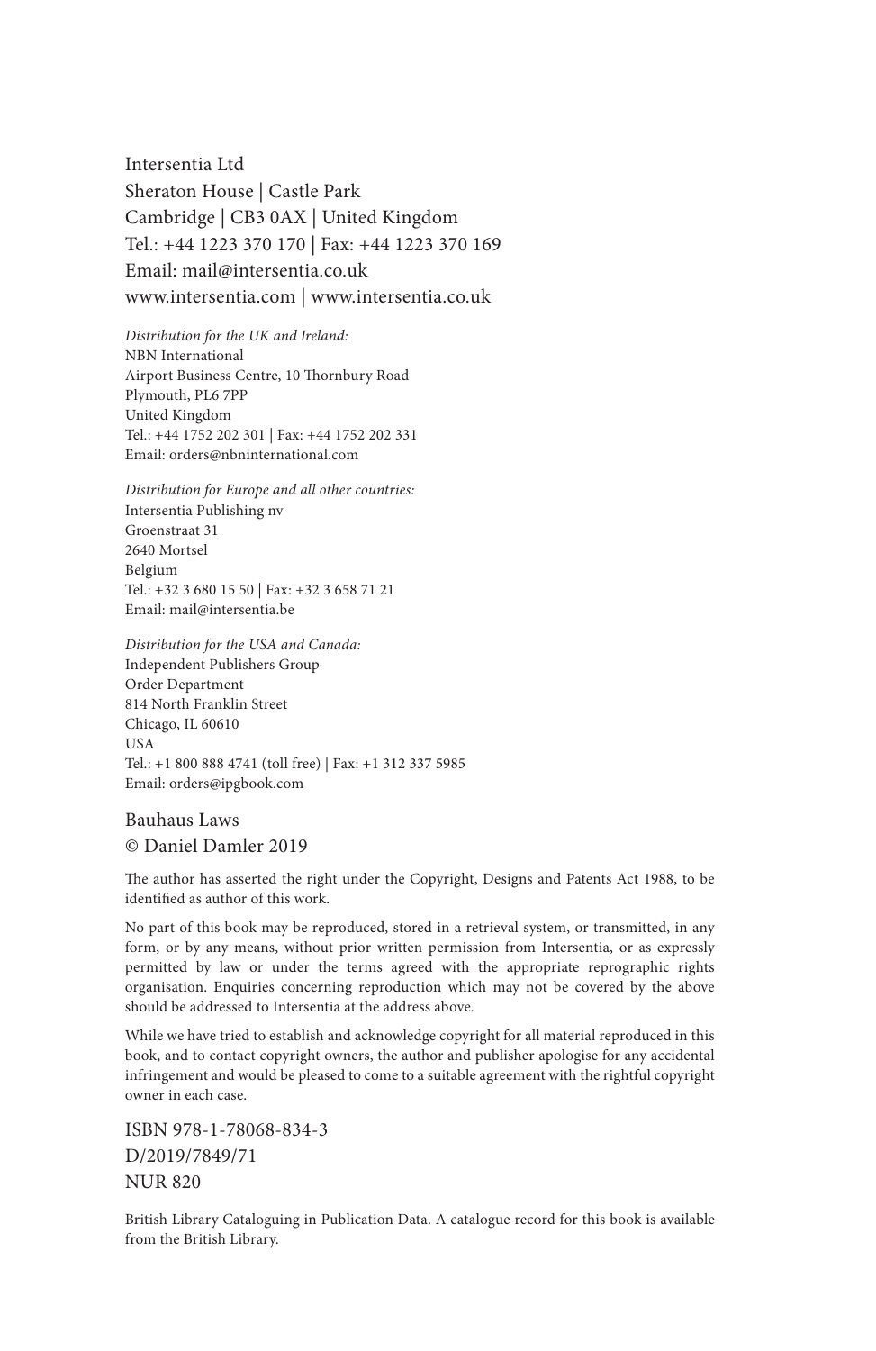Intersentia Ltd
Sheraton House | Castle Park
Cambridge | CB3 0AX | United Kingdom
Tel.: +44 1223 370 170 | Fax: +44 1223 370 169
Email: mail@intersentia.co.uk
www.intersentia.com | www.intersentia.co.uk

*Distribution for the UK and Ireland:*
NBN International
Airport Business Centre, 10 Thornbury Road
Plymouth, PL6 7PP
United Kingdom
Tel.: +44 1752 202 301 | Fax: +44 1752 202 331
Email: orders@nbninternational.com

*Distribution for Europe and all other countries:*
Intersentia Publishing nv
Groenstraat 31
2640 Mortsel
Belgium
Tel.: +32 3 680 15 50 | Fax: +32 3 658 71 21
Email: mail@intersentia.be

*Distribution for the USA and Canada:*
Independent Publishers Group
Order Department
814 North Franklin Street
Chicago, IL 60610
USA
Tel.: +1 800 888 4741 (toll free) | Fax: +1 312 337 5985
Email: orders@ipgbook.com

Bauhaus Laws
© Daniel Damler 2019

The author has asserted the right under the Copyright, Designs and Patents Act 1988, to be identified as author of this work.

No part of this book may be reproduced, stored in a retrieval system, or transmitted, in any form, or by any means, without prior written permission from Intersentia, or as expressly permitted by law or under the terms agreed with the appropriate reprographic rights organisation. Enquiries concerning reproduction which may not be covered by the above should be addressed to Intersentia at the address above.

While we have tried to establish and acknowledge copyright for all material reproduced in this book, and to contact copyright owners, the author and publisher apologise for any accidental infringement and would be pleased to come to a suitable agreement with the rightful copyright owner in each case.

ISBN 978-1-78068-834-3
D/2019/7849/71
NUR 820

British Library Cataloguing in Publication Data. A catalogue record for this book is available from the British Library.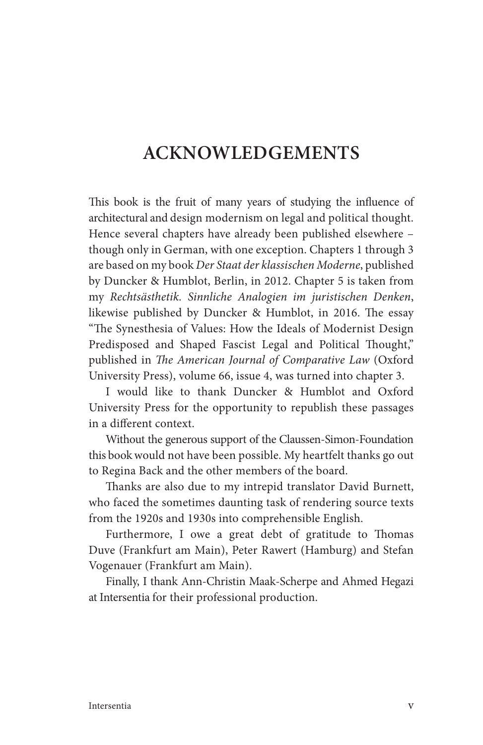# ACKNOWLEDGEMENTS

This book is the fruit of many years of studying the influence of architectural and design modernism on legal and political thought. Hence several chapters have already been published elsewhere – though only in German, with one exception. Chapters 1 through 3 are based on my book *Der Staat der klassischen Moderne*, published by Duncker & Humblot, Berlin, in 2012. Chapter 5 is taken from my *Rechtsästhetik. Sinnliche Analogien im juristischen Denken*, likewise published by Duncker & Humblot, in 2016. The essay "The Synesthesia of Values: How the Ideals of Modernist Design Predisposed and Shaped Fascist Legal and Political Thought," published in *The American Journal of Comparative Law* (Oxford University Press), volume 66, issue 4, was turned into chapter 3.

I would like to thank Duncker & Humblot and Oxford University Press for the opportunity to republish these passages in a different context.

Without the generous support of the Claussen-Simon-Foundation this book would not have been possible. My heartfelt thanks go out to Regina Back and the other members of the board.

Thanks are also due to my intrepid translator David Burnett, who faced the sometimes daunting task of rendering source texts from the 1920s and 1930s into comprehensible English.

Furthermore, I owe a great debt of gratitude to Thomas Duve (Frankfurt am Main), Peter Rawert (Hamburg) and Stefan Vogenauer (Frankfurt am Main).

Finally, I thank Ann-Christin Maak-Scherpe and Ahmed Hegazi at Intersentia for their professional production.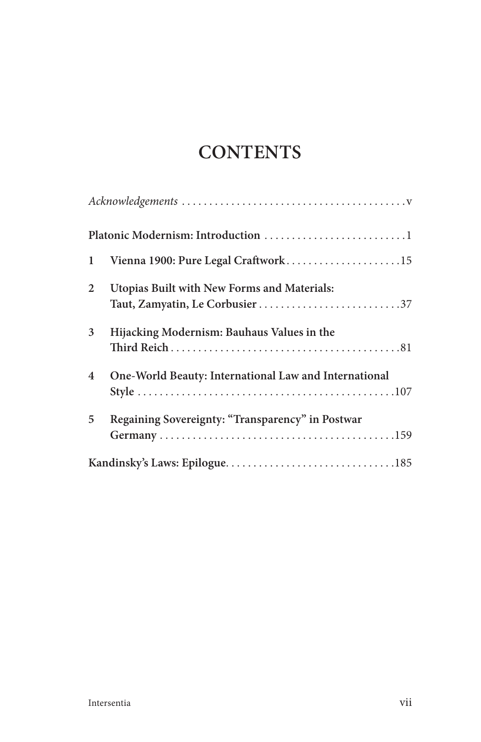# CONTENTS

*Acknowledgements* . . . . . . . . . . . . . . . . . . . . . . . . . . . . . . . . . . . . . . . . . v

**Platonic Modernism: Introduction** . . . . . . . . . . . . . . . . . . . . . . . . . . 1

**1 Vienna 1900: Pure Legal Craftwork** . . . . . . . . . . . . . . . . . . . . . 15

**2 Utopias Built with New Forms and Materials: Taut, Zamyatin, Le Corbusier** . . . . . . . . . . . . . . . . . . . . . . . . . . 37

**3 Hijacking Modernism: Bauhaus Values in the Third Reich** . . . . . . . . . . . . . . . . . . . . . . . . . . . . . . . . . . . . . . . . . . 81

**4 One-World Beauty: International Law and International Style** . . . . . . . . . . . . . . . . . . . . . . . . . . . . . . . . . . . . . . . . . . . . . . . 107

**5 Regaining Sovereignty: "Transparency" in Postwar Germany** . . . . . . . . . . . . . . . . . . . . . . . . . . . . . . . . . . . . . . . . . . . 159

**Kandinsky's Laws: Epilogue** . . . . . . . . . . . . . . . . . . . . . . . . . . . . . . . 185